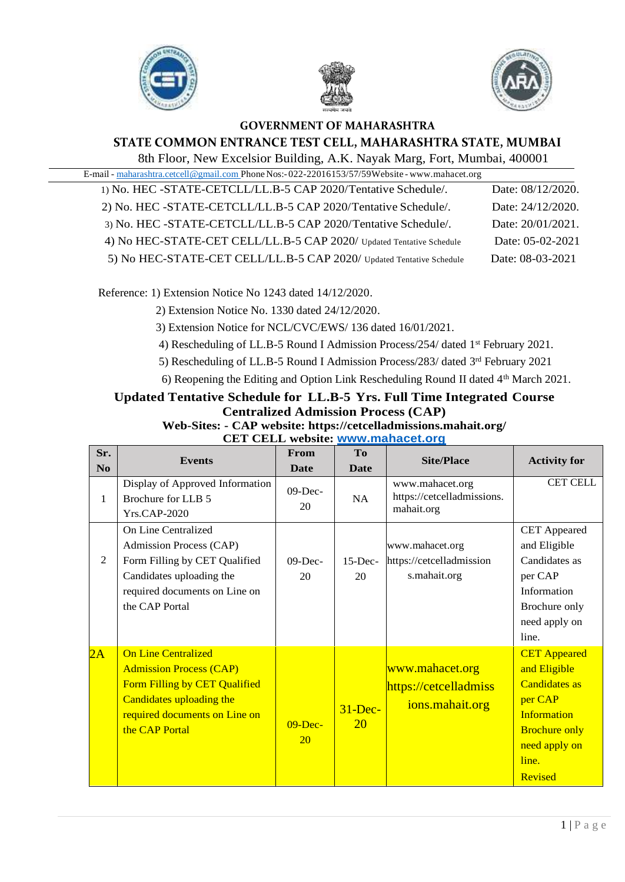**GOVERNMENT OF MAHARASHTRA**

**STATE COMMON ENTRANCE TEST CELL, MAHARASHTRA STATE, MUMBAI**

8th Floor, New Excelsior Building, A.K. Nayak Marg, Fort, Mumbai, 400001

E-mail - maharashtra.cetcell@gmail.com Phone Nos:- 022-22016153/57/59 Website - www.mahacet.org

1) No. HEC -STATE-CETCLL/LL.B-5 CAP 2020/Tentative Schedule/. Date: 08/12/2020.

2) No. HEC -STATE-CETCLL/LL.B-5 CAP 2020/Tentative Schedule/. Date: 24/12/2020.

3) No. HEC -STATE-CETCLL/LL.B-5 CAP 2020/Tentative Schedule/. Date: 20/01/2021.

4) No HEC-STATE-CET CELL/LL.B-5 CAP 2020/ Updated Tentative Schedule Date: 05-02-2021

5) No HEC-STATE-CET CELL/LL.B-5 CAP 2020/ Updated Tentative Schedule Date: 08-03-2021

Reference: 1) Extension Notice No 1243 dated 14/12/2020.

2) Extension Notice No. 1330 dated 24/12/2020.

3) Extension Notice for NCL/CVC/EWS/ 136 dated 16/01/2021.

4) Rescheduling of LL.B-5 Round I Admission Process/254/ dated 1st February 2021.

5) Rescheduling of LL.B-5 Round I Admission Process/283/ dated 3rd February 2021

6) Reopening the Editing and Option Link Rescheduling Round II dated 4th March 2021.

## Updated Tentative Schedule for LL.B-5 Yrs. Full Time Integrated Course Centralized Admission Process (CAP)

**Web-Sites: - CAP website: https://cetcelladmissions.mahait.org/**

**CET CELL website: www.mahacet.org**

| Sr. No | Events | From Date | To Date | Site/Place | Activity for |
|---|---|---|---|---|---|
| 1 | Display of Approved Information Brochure for LLB 5 Yrs.CAP-2020 | 09-Dec-20 | NA | www.mahacet.org https://cetcelladmissions.mahait.org | CET CELL |
| 2 | On Line Centralized Admission Process (CAP) Form Filling by CET Qualified Candidates uploading the required documents on Line on the CAP Portal | 09-Dec-20 | 15-Dec-20 | www.mahacet.org https://cetcelladmissions.mahait.org | CET Appeared and Eligible Candidates as per CAP Information Brochure only need apply on line. |
| 2A | On Line Centralized Admission Process (CAP) Form Filling by CET Qualified Candidates uploading the required documents on Line on the CAP Portal | 09-Dec-20 | 31-Dec-20 | www.mahacet.org https://cetcelladmissions.mahait.org | CET Appeared and Eligible Candidates as per CAP Information Brochure only need apply on line. Revised |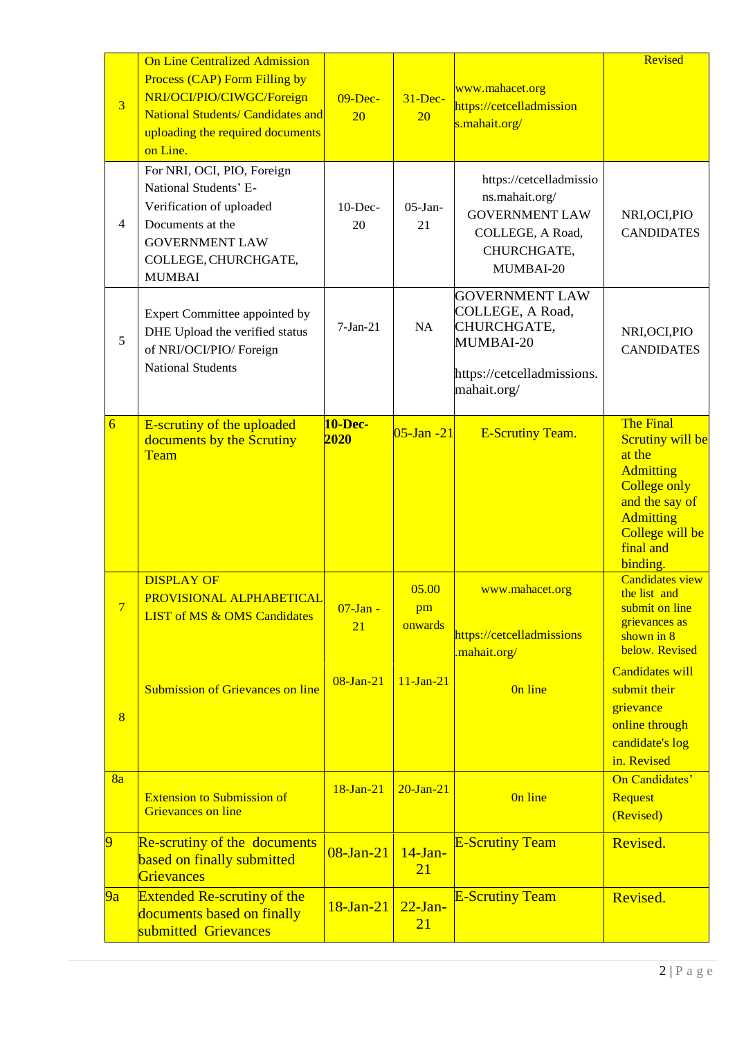| | | | | | |
|---|---|---|---|---|---|
| 3 | On Line Centralized Admission Process (CAP) Form Filling by NRI/OCI/PIO/CIWGC/Foreign National Students/ Candidates and uploading the required documents on Line. | 09-Dec-20 | 31-Dec-20 | www.mahacet.org https://cetcelladmissions.mahait.org/ | Revised |
| 4 | For NRI, OCI, PIO, Foreign National Students' E-Verification of uploaded Documents at the GOVERNMENT LAW COLLEGE, CHURCHGATE, MUMBAI | 10-Dec-20 | 05-Jan-21 | https://cetcelladmissions.mahait.org/ GOVERNMENT LAW COLLEGE, A Road, CHURCHGATE, MUMBAI-20 | NRI,OCI,PIO CANDIDATES |
| 5 | Expert Committee appointed by DHE Upload the verified status of NRI/OCI/PIO/ Foreign National Students | 7-Jan-21 | NA | GOVERNMENT LAW COLLEGE, A Road, CHURCHGATE, MUMBAI-20 https://cetcelladmissions.mahait.org/ | NRI,OCI,PIO CANDIDATES |
| 6 | E-scrutiny of the uploaded documents by the Scrutiny Team | **10-Dec-2020** | 05-Jan -21 | E-Scrutiny Team. | The Final Scrutiny will be at the Admitting College only and the say of Admitting College will be final and binding. |
| 7 | DISPLAY OF PROVISIONAL ALPHABETICAL LIST of MS & OMS Candidates | 07-Jan - 21 | 05.00 pm onwards | www.mahacet.org https://cetcelladmissions.mahait.org/ | Candidates view the list and submit on line grievances as shown in 8 below. Revised |
| 8 | Submission of Grievances on line | 08-Jan-21 | 11-Jan-21 | 0n line | Candidates will submit their grievance online through candidate's log in. Revised |
| 8a | Extension to Submission of Grievances on line | 18-Jan-21 | 20-Jan-21 | 0n line | On Candidates' Request (Revised) |
| 9 | Re-scrutiny of the documents based on finally submitted Grievances | 08-Jan-21 | 14-Jan-21 | E-Scrutiny Team | Revised. |
| 9a | Extended Re-scrutiny of the documents based on finally submitted Grievances | 18-Jan-21 | 22-Jan-21 | E-Scrutiny Team | Revised. |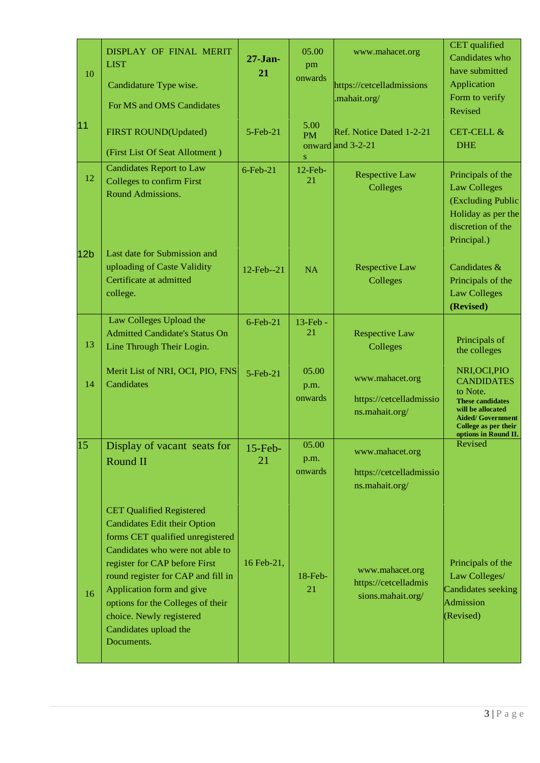| 10 | DISPLAY OF FINAL MERIT LIST<br>Candidature Type wise.<br>For MS and OMS Candidates | **27-Jan-21** | 05.00 pm onwards | www.mahacet.org<br>https://cetcelladmissions.mahait.org/ | CET qualified Candidates who have submitted Application Form to verify Revised |
|---|---|---|---|---|---|
| 11 | FIRST ROUND(Updated)<br>(First List Of Seat Allotment ) | 5-Feb-21 | 5.00 PM onwards | Ref. Notice Dated 1-2-21 and 3-2-21 | CET-CELL & DHE |
| 12 | Candidates Report to Law Colleges to confirm First Round Admissions. | 6-Feb-21 | 12-Feb-21 | Respective Law Colleges | Principals of the Law Colleges (Excluding Public Holiday as per the discretion of the Principal.) |
| 12b | Last date for Submission and uploading of Caste Validity Certificate at admitted college. | 12-Feb--21 | NA | Respective Law Colleges | Candidates & Principals of the Law Colleges **(Revised)** |
| 13 | Law Colleges Upload the Admitted Candidate's Status On Line Through Their Login. | 6-Feb-21 | 13-Feb - 21 | Respective Law Colleges | Principals of the colleges |
| 14 | Merit List of NRI, OCI, PIO, FNS Candidates | 5-Feb-21 | 05.00 p.m. onwards | www.mahacet.org<br>https://cetcelladmissions.mahait.org/ | NRI,OCI,PIO CANDIDATES to Note. **These candidates will be allocated Aided/ Government College as per their options in Round II.** Revised |
| 15 | Display of vacant seats for Round II | 15-Feb-21 | 05.00 p.m. onwards | www.mahacet.org<br>https://cetcelladmissions.mahait.org/ | |
| 16 | CET Qualified Registered Candidates Edit their Option forms CET qualified unregistered Candidates who were not able to register for CAP before First round register for CAP and fill in Application form and give options for the Colleges of their choice. Newly registered Candidates upload the Documents. | 16 Feb-21, | 18-Feb-21 | www.mahacet.org<br>https://cetcelladmissions.mahait.org/ | Principals of the Law Colleges/ Candidates seeking Admission (Revised) |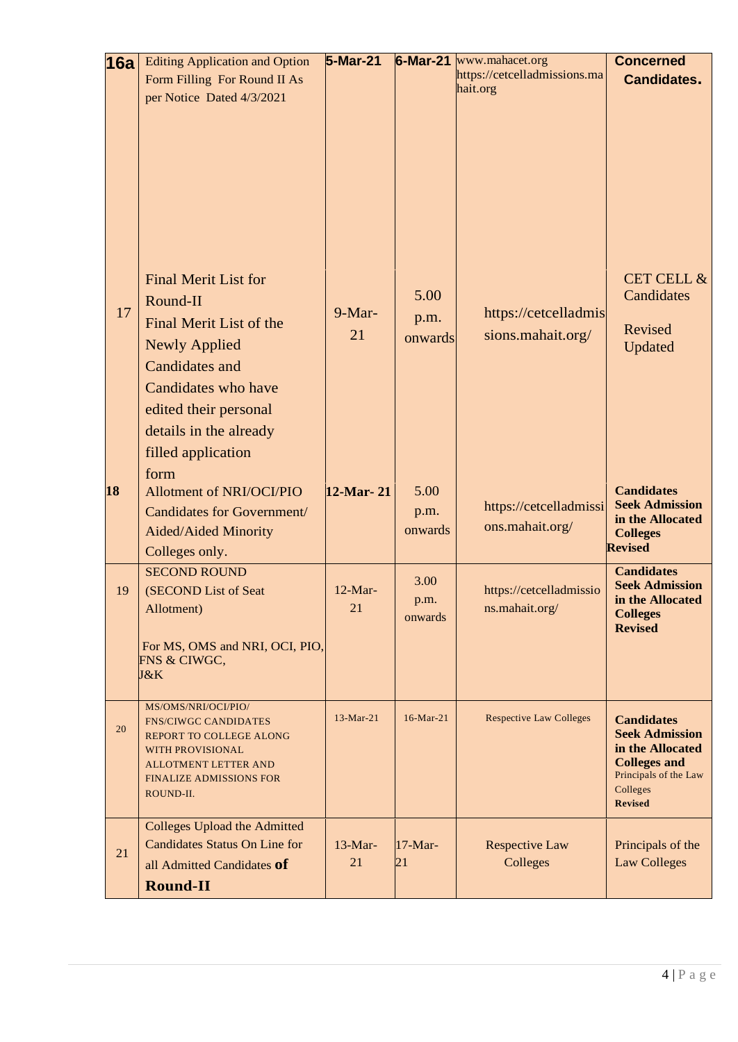| 16a | Editing Application and Option Form Filling For Round II As per Notice Dated 4/3/2021 | 5-Mar-21 | 6-Mar-21 | www.mahacet.org https://cetcelladmissions.mahait.org | Concerned Candidates. |
|---|---|---|---|---|---|
| 17 | Final Merit List for Round-II Final Merit List of the Newly Applied Candidates and Candidates who have edited their personal details in the already filled application form | 9-Mar-21 | 5.00 p.m. onwards | https://cetcelladmissions.mahait.org/ | CET CELL & Candidates Revised Updated |
| **18** | Allotment of NRI/OCI/PIO Candidates for Government/ Aided/Aided Minority Colleges only. | **12-Mar- 21** | 5.00 p.m. onwards | https://cetcelladmissions.mahait.org/ | **Candidates Seek Admission in the Allocated Colleges Revised** |
| 19 | SECOND ROUND (SECOND List of Seat Allotment) For MS, OMS and NRI, OCI, PIO, FNS & CIWGC, J&K | 12-Mar-21 | 3.00 p.m. onwards | https://cetcelladmissions.mahait.org/ | **Candidates Seek Admission in the Allocated Colleges Revised** |
| 20 | MS/OMS/NRI/OCI/PIO/ FNS/CIWGC CANDIDATES REPORT TO COLLEGE ALONG WITH PROVISIONAL ALLOTMENT LETTER AND FINALIZE ADMISSIONS FOR ROUND-II. | 13-Mar-21 | 16-Mar-21 | Respective Law Colleges | **Candidates Seek Admission in the Allocated Colleges and** Principals of the Law Colleges **Revised** |
| 21 | Colleges Upload the Admitted Candidates Status On Line for all Admitted Candidates **of Round-II** | 13-Mar-21 | 17-Mar-21 | Respective Law Colleges | Principals of the Law Colleges |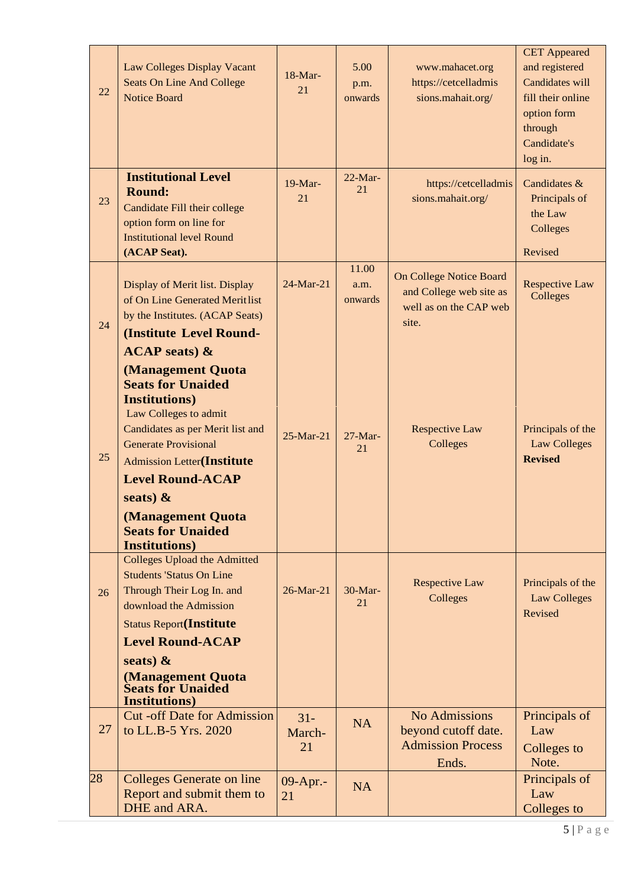| 22 | Law Colleges Display Vacant Seats On Line And College Notice Board | 18-Mar-21 | 5.00 p.m. onwards | www.mahacet.org https://cetcelladmissions.mahait.org/ | CET Appeared and registered Candidates will fill their online option form through Candidate's log in. |
|---|---|---|---|---|---|
| 23 | **Institutional Level Round:** Candidate Fill their college option form on line for Institutional level Round **(ACAP Seat).** | 19-Mar-21 | 22-Mar-21 | https://cetcelladmissions.mahait.org/ | Candidates & Principals of the Law Colleges Revised |
| 24 | Display of Merit list. Display of On Line Generated Merit list by the Institutes. (ACAP Seats) **(Institute Level Round-ACAP seats) & (Management Quota Seats for Unaided Institutions)** | 24-Mar-21 | 11.00 a.m. onwards | On College Notice Board and College web site as well as on the CAP web site. | Respective Law Colleges |
| 25 | Law Colleges to admit Candidates as per Merit list and Generate Provisional Admission Letter**(Institute Level Round-ACAP seats) & (Management Quota Seats for Unaided Institutions)** | 25-Mar-21 | 27-Mar-21 | Respective Law Colleges | Principals of the Law Colleges **Revised** |
| 26 | Colleges Upload the Admitted Students 'Status On Line Through Their Log In. and download the Admission Status Report**(Institute Level Round-ACAP seats) & (Management Quota Seats for Unaided Institutions)** | 26-Mar-21 | 30-Mar-21 | Respective Law Colleges | Principals of the Law Colleges Revised |
| 27 | Cut -off Date for Admission to LL.B-5 Yrs. 2020 | 31-March-21 | NA | No Admissions beyond cutoff date. Admission Process Ends. | Principals of Law Colleges to Note. |
| 28 | Colleges Generate on line Report and submit them to DHE and ARA. | 09-Apr.-21 | NA | | Principals of Law Colleges to |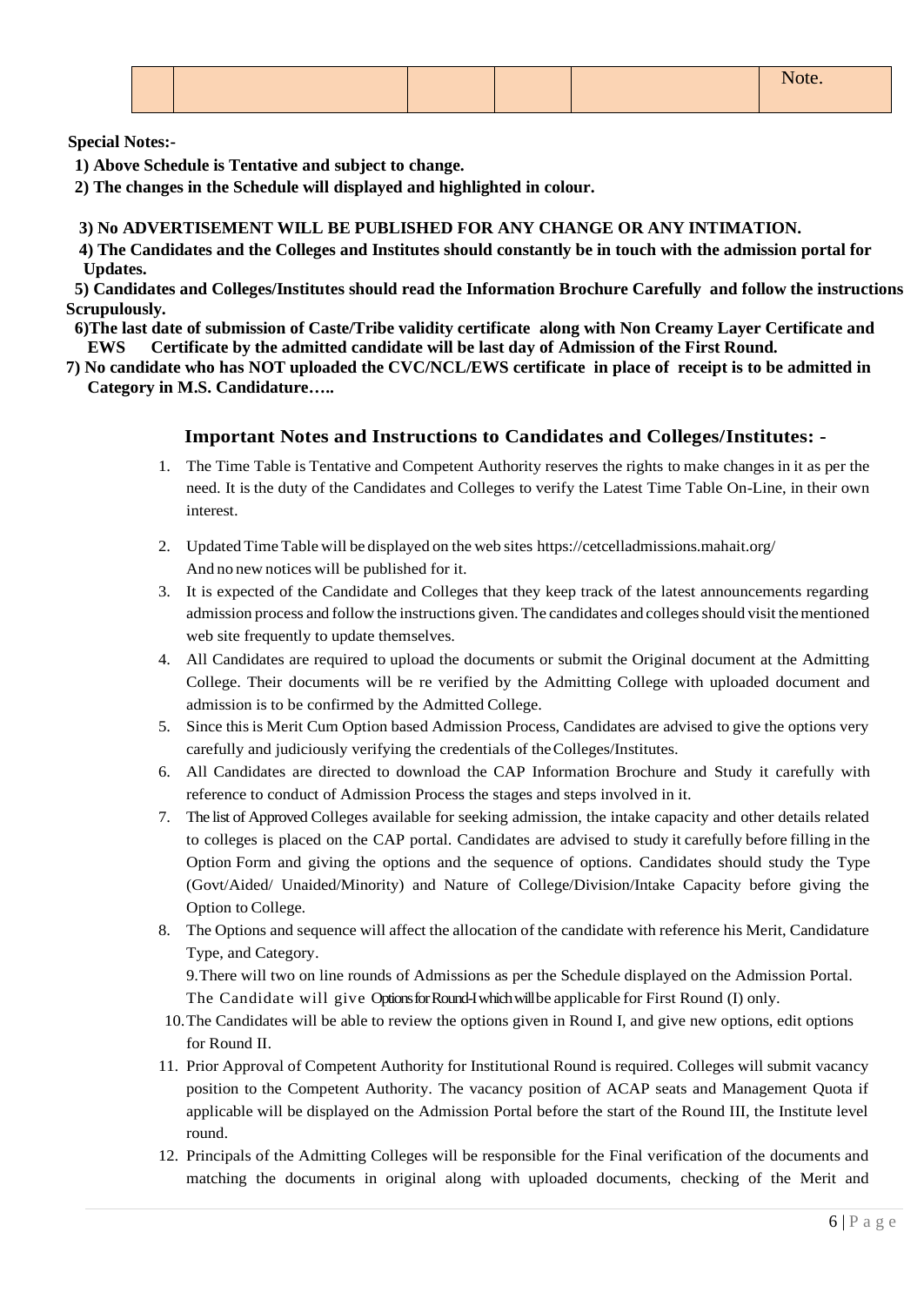|  |  |  |  |  | Note. |
|---|---|---|---|---|---|

**Special Notes:-**

**1) Above Schedule is Tentative and subject to change.**

**2) The changes in the Schedule will displayed and highlighted in colour.**

**3) No ADVERTISEMENT WILL BE PUBLISHED FOR ANY CHANGE OR ANY INTIMATION.**

**4) The Candidates and the Colleges and Institutes should constantly be in touch with the admission portal for Updates.**

**5) Candidates and Colleges/Institutes should read the Information Brochure Carefully and follow the instructions Scrupulously.**

**6)The last date of submission of Caste/Tribe validity certificate along with Non Creamy Layer Certificate and EWS Certificate by the admitted candidate will be last day of Admission of the First Round.**

**7) No candidate who has NOT uploaded the CVC/NCL/EWS certificate in place of receipt is to be admitted in Category in M.S. Candidature…..**

## Important Notes and Instructions to Candidates and Colleges/Institutes: -

1. The Time Table is Tentative and Competent Authority reserves the rights to make changes in it as per the need. It is the duty of the Candidates and Colleges to verify the Latest Time Table On-Line, in their own interest.
2. Updated Time Table will be displayed on the web sites https://cetcelladmissions.mahait.org/ And no new notices will be published for it.
3. It is expected of the Candidate and Colleges that they keep track of the latest announcements regarding admission process and follow the instructions given. The candidates and colleges should visit the mentioned web site frequently to update themselves.
4. All Candidates are required to upload the documents or submit the Original document at the Admitting College. Their documents will be re verified by the Admitting College with uploaded document and admission is to be confirmed by the Admitted College.
5. Since this is Merit Cum Option based Admission Process, Candidates are advised to give the options very carefully and judiciously verifying the credentials of the Colleges/Institutes.
6. All Candidates are directed to download the CAP Information Brochure and Study it carefully with reference to conduct of Admission Process the stages and steps involved in it.
7. The list of Approved Colleges available for seeking admission, the intake capacity and other details related to colleges is placed on the CAP portal. Candidates are advised to study it carefully before filling in the Option Form and giving the options and the sequence of options. Candidates should study the Type (Govt/Aided/ Unaided/Minority) and Nature of College/Division/Intake Capacity before giving the Option to College.
8. The Options and sequence will affect the allocation of the candidate with reference his Merit, Candidature Type, and Category.
9. There will two on line rounds of Admissions as per the Schedule displayed on the Admission Portal. The Candidate will give Options for Round-I which will be applicable for First Round (I) only.
10. The Candidates will be able to review the options given in Round I, and give new options, edit options for Round II.
11. Prior Approval of Competent Authority for Institutional Round is required. Colleges will submit vacancy position to the Competent Authority. The vacancy position of ACAP seats and Management Quota if applicable will be displayed on the Admission Portal before the start of the Round III, the Institute level round.
12. Principals of the Admitting Colleges will be responsible for the Final verification of the documents and matching the documents in original along with uploaded documents, checking of the Merit and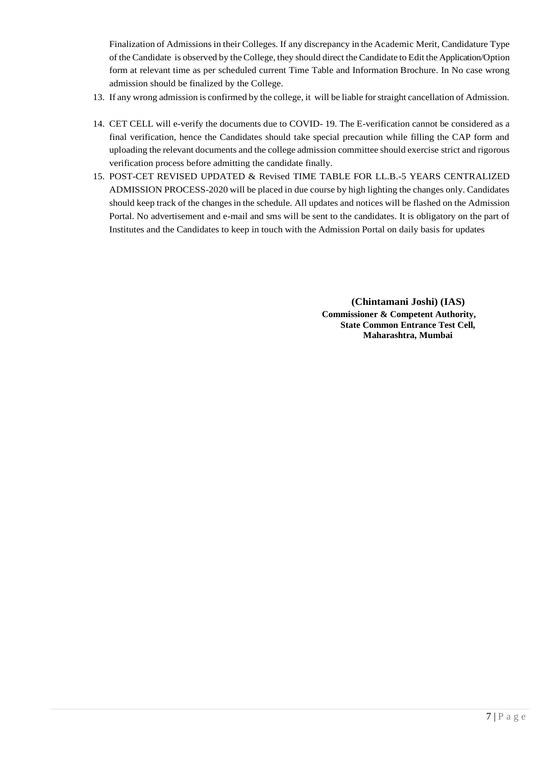Finalization of Admissions in their Colleges. If any discrepancy in the Academic Merit, Candidature Type of the Candidate is observed by the College, they should direct the Candidate to Edit the Application/Option form at relevant time as per scheduled current Time Table and Information Brochure. In No case wrong admission should be finalized by the College.

13. If any wrong admission is confirmed by the college, it will be liable for straight cancellation of Admission.

14. CET CELL will e-verify the documents due to COVID- 19. The E-verification cannot be considered as a final verification, hence the Candidates should take special precaution while filling the CAP form and uploading the relevant documents and the college admission committee should exercise strict and rigorous verification process before admitting the candidate finally.

15. POST-CET REVISED UPDATED & Revised TIME TABLE FOR LL.B.-5 YEARS CENTRALIZED ADMISSION PROCESS-2020 will be placed in due course by high lighting the changes only. Candidates should keep track of the changes in the schedule. All updates and notices will be flashed on the Admission Portal. No advertisement and e-mail and sms will be sent to the candidates. It is obligatory on the part of Institutes and the Candidates to keep in touch with the Admission Portal on daily basis for updates

**(Chintamani Joshi) (IAS)**
**Commissioner & Competent Authority,**
**State Common Entrance Test Cell,**
**Maharashtra, Mumbai**